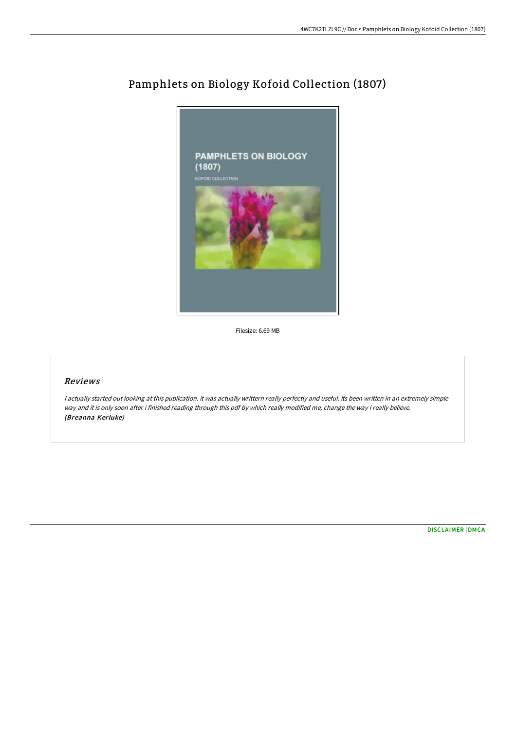# Pamphlets on Biology Kofoid Collection (1807)

Filesize: 6.69 MB

## Reviews

*I actually started out looking at this publication. it was actually writtern really perfectly and useful. Its been written in an extremely simple way and it is only soon after i finished reading through this pdf by which really modified me, change the way i really believe.*
***(Breanna Kerluke)***

DISCLAIMER | DMCA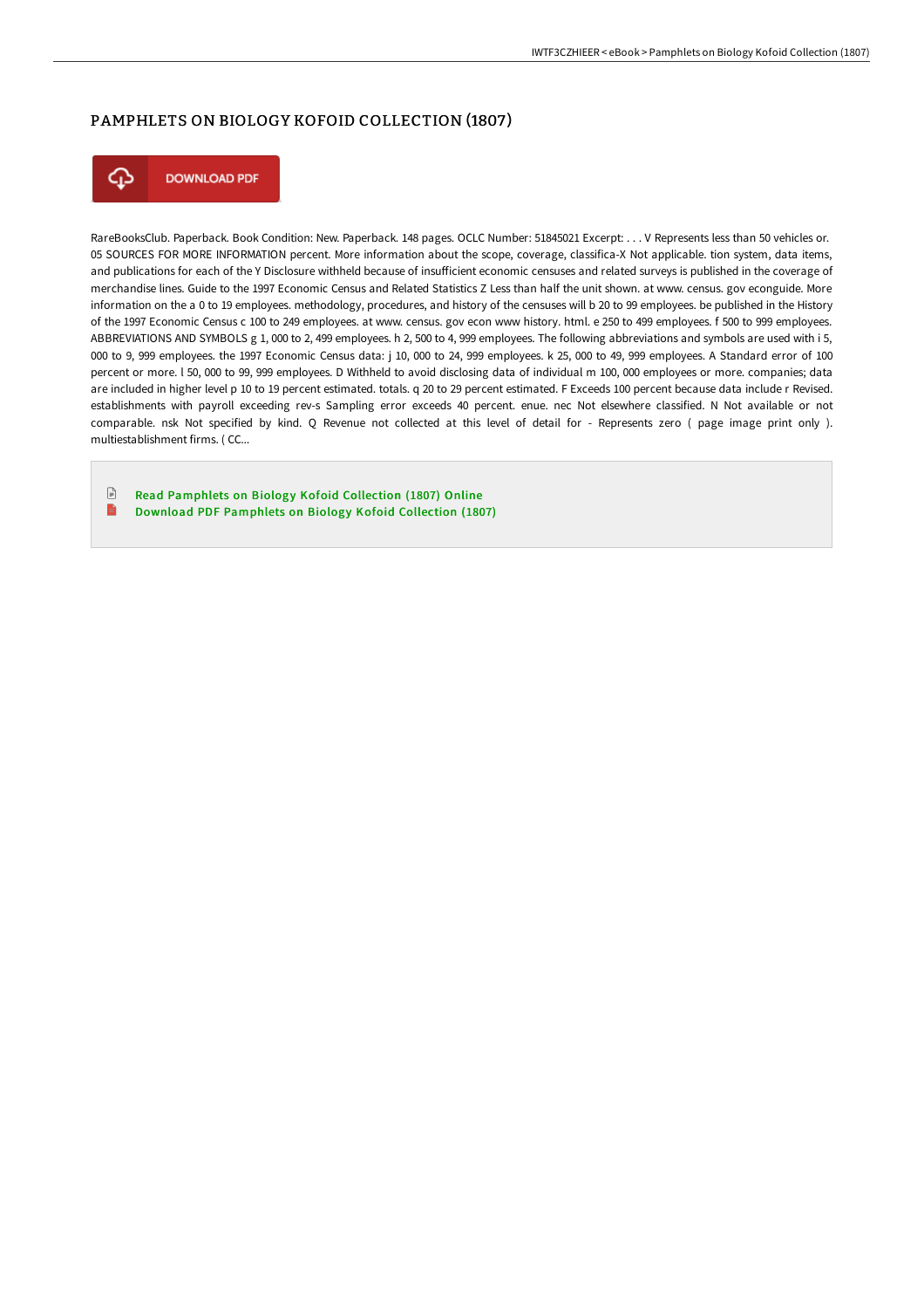# PAMPHLETS ON BIOLOGY KOFOID COLLECTION (1807)

DOWNLOAD PDF

RareBooksClub. Paperback. Book Condition: New. Paperback. 148 pages. OCLC Number: 51845021 Excerpt: . . . V Represents less than 50 vehicles or. 05 SOURCES FOR MORE INFORMATION percent. More information about the scope, coverage, classifica-X Not applicable. tion system, data items, and publications for each of the Y Disclosure withheld because of insufficient economic censuses and related surveys is published in the coverage of merchandise lines. Guide to the 1997 Economic Census and Related Statistics Z Less than half the unit shown. at www. census. gov econguide. More information on the a 0 to 19 employees. methodology, procedures, and history of the censuses will b 20 to 99 employees. be published in the History of the 1997 Economic Census c 100 to 249 employees. at www. census. gov econ www history. html. e 250 to 499 employees. f 500 to 999 employees. ABBREVIATIONS AND SYMBOLS g 1, 000 to 2, 499 employees. h 2, 500 to 4, 999 employees. The following abbreviations and symbols are used with i 5, 000 to 9, 999 employees. the 1997 Economic Census data: j 10, 000 to 24, 999 employees. k 25, 000 to 49, 999 employees. A Standard error of 100 percent or more. l 50, 000 to 99, 999 employees. D Withheld to avoid disclosing data of individual m 100, 000 employees or more. companies; data are included in higher level p 10 to 19 percent estimated. totals. q 20 to 29 percent estimated. F Exceeds 100 percent because data include r Revised. establishments with payroll exceeding rev-s Sampling error exceeds 40 percent. enue. nec Not elsewhere classified. N Not available or not comparable. nsk Not specified by kind. Q Revenue not collected at this level of detail for - Represents zero ( page image print only ). multiestablishment firms. ( CC...

Read Pamphlets on Biology Kofoid Collection (1807) Online

Download PDF Pamphlets on Biology Kofoid Collection (1807)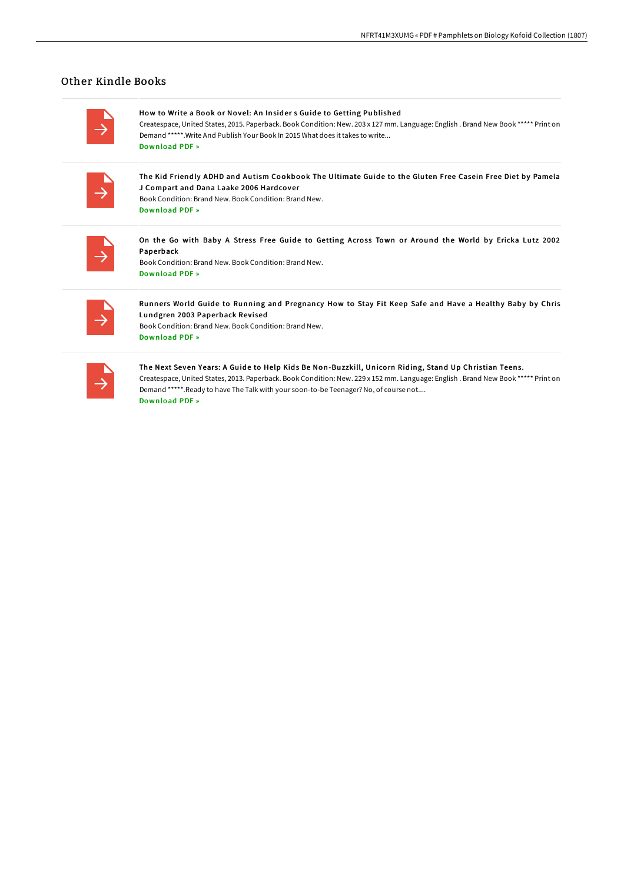## Other Kindle Books

**How to Write a Book or Novel: An Insider s Guide to Getting Published**

Createspace, United States, 2015. Paperback. Book Condition: New. 203 x 127 mm. Language: English . Brand New Book ***** Print on Demand *****.Write And Publish Your Book In 2015 What does it takes to write...

Download PDF »

**The Kid Friendly ADHD and Autism Cookbook The Ultimate Guide to the Gluten Free Casein Free Diet by Pamela J Compart and Dana Laake 2006 Hardcover**

Book Condition: Brand New. Book Condition: Brand New.

Download PDF »

**On the Go with Baby A Stress Free Guide to Getting Across Town or Around the World by Ericka Lutz 2002 Paperback**

Book Condition: Brand New. Book Condition: Brand New.

Download PDF »

**Runners World Guide to Running and Pregnancy How to Stay Fit Keep Safe and Have a Healthy Baby by Chris Lundgren 2003 Paperback Revised**

Book Condition: Brand New. Book Condition: Brand New.

Download PDF »

**The Next Seven Years: A Guide to Help Kids Be Non-Buzzkill, Unicorn Riding, Stand Up Christian Teens.**

Createspace, United States, 2013. Paperback. Book Condition: New. 229 x 152 mm. Language: English . Brand New Book ***** Print on Demand *****.Ready to have The Talk with your soon-to-be Teenager? No, of course not....

Download PDF »